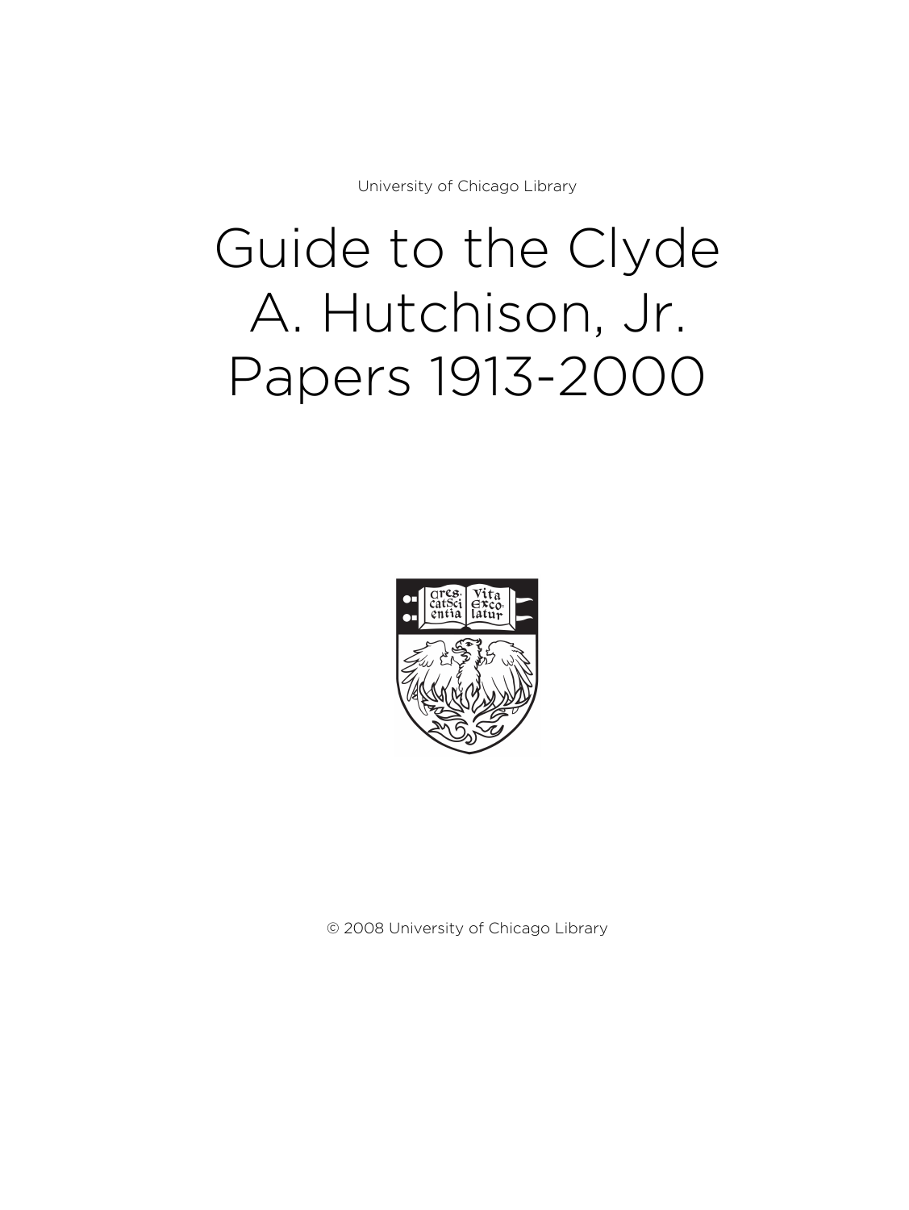University of Chicago Library

# Guide to the Clyde A. Hutchison, Jr. Papers 1913-2000

© 2008 University of Chicago Library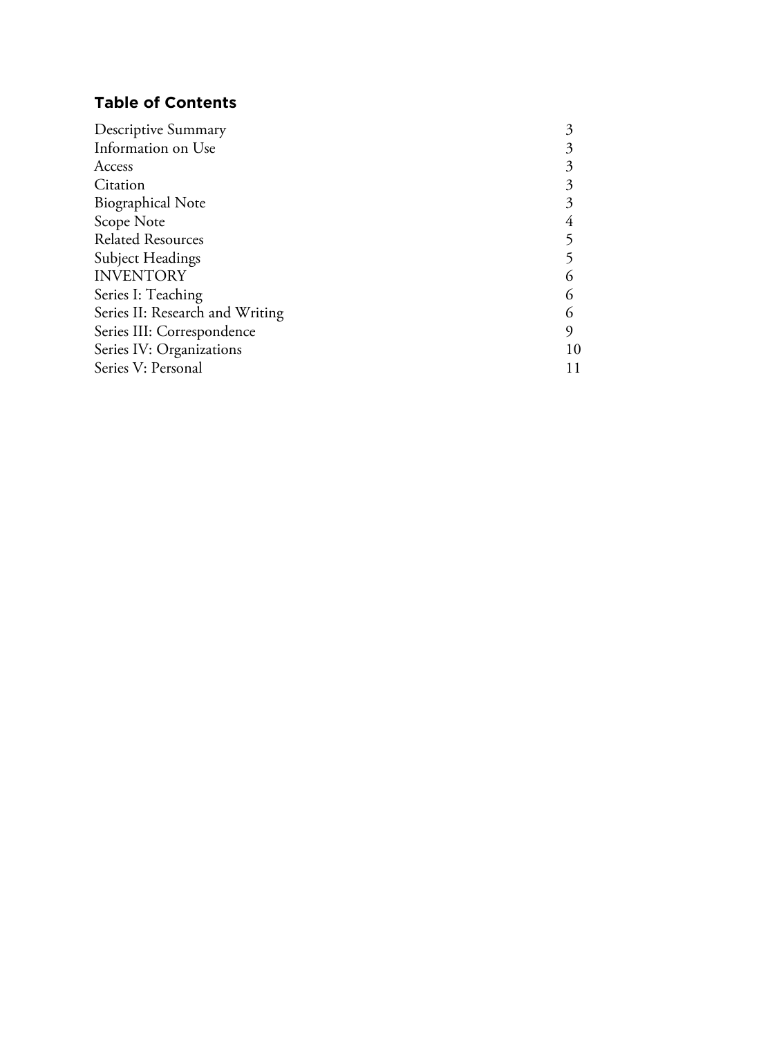## Table of Contents

| | |
|---|---|
| Descriptive Summary | 3 |
| Information on Use | 3 |
| Access | 3 |
| Citation | 3 |
| Biographical Note | 3 |
| Scope Note | 4 |
| Related Resources | 5 |
| Subject Headings | 5 |
| INVENTORY | 6 |
| Series I: Teaching | 6 |
| Series II: Research and Writing | 6 |
| Series III: Correspondence | 9 |
| Series IV: Organizations | 10 |
| Series V: Personal | 11 |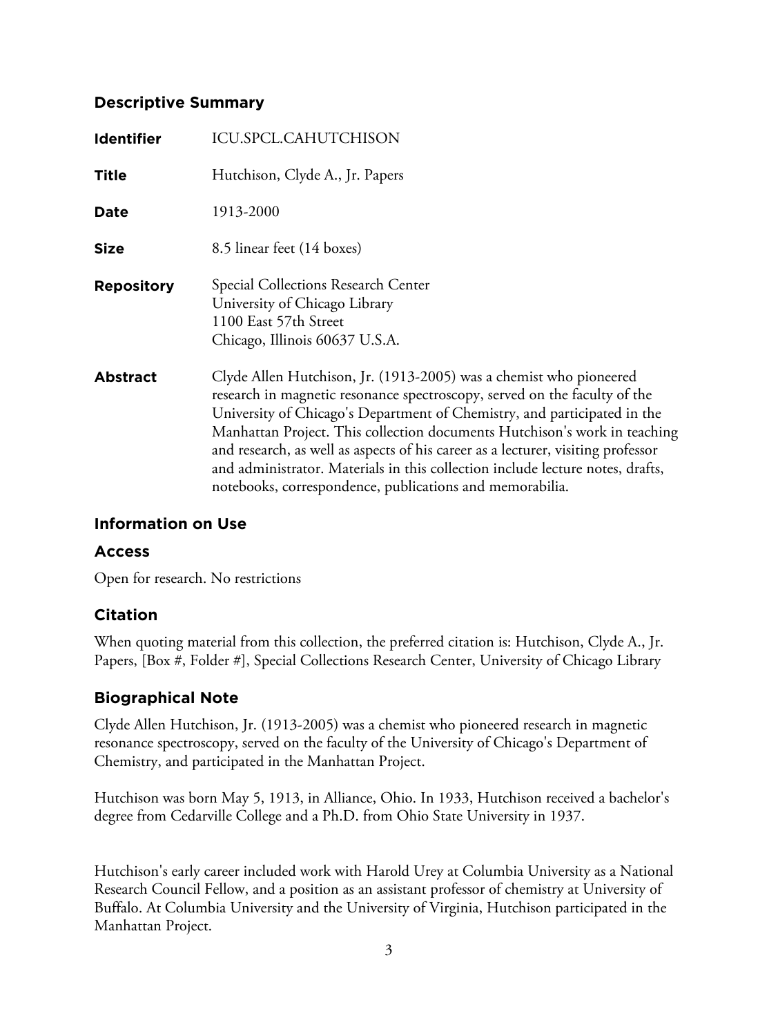## Descriptive Summary

| | |
|---|---|
| **Identifier** | ICU.SPCL.CAHUTCHISON |
| **Title** | Hutchison, Clyde A., Jr. Papers |
| **Date** | 1913-2000 |
| **Size** | 8.5 linear feet (14 boxes) |
| **Repository** | Special Collections Research Center<br>University of Chicago Library<br>1100 East 57th Street<br>Chicago, Illinois 60637 U.S.A. |
| **Abstract** | Clyde Allen Hutchison, Jr. (1913-2005) was a chemist who pioneered research in magnetic resonance spectroscopy, served on the faculty of the University of Chicago's Department of Chemistry, and participated in the Manhattan Project. This collection documents Hutchison's work in teaching and research, as well as aspects of his career as a lecturer, visiting professor and administrator. Materials in this collection include lecture notes, drafts, notebooks, correspondence, publications and memorabilia. |

## Information on Use

### Access

Open for research. No restrictions

### Citation

When quoting material from this collection, the preferred citation is: Hutchison, Clyde A., Jr. Papers, [Box #, Folder #], Special Collections Research Center, University of Chicago Library

## Biographical Note

Clyde Allen Hutchison, Jr. (1913-2005) was a chemist who pioneered research in magnetic resonance spectroscopy, served on the faculty of the University of Chicago's Department of Chemistry, and participated in the Manhattan Project.

Hutchison was born May 5, 1913, in Alliance, Ohio. In 1933, Hutchison received a bachelor's degree from Cedarville College and a Ph.D. from Ohio State University in 1937.

Hutchison's early career included work with Harold Urey at Columbia University as a National Research Council Fellow, and a position as an assistant professor of chemistry at University of Buffalo. At Columbia University and the University of Virginia, Hutchison participated in the Manhattan Project.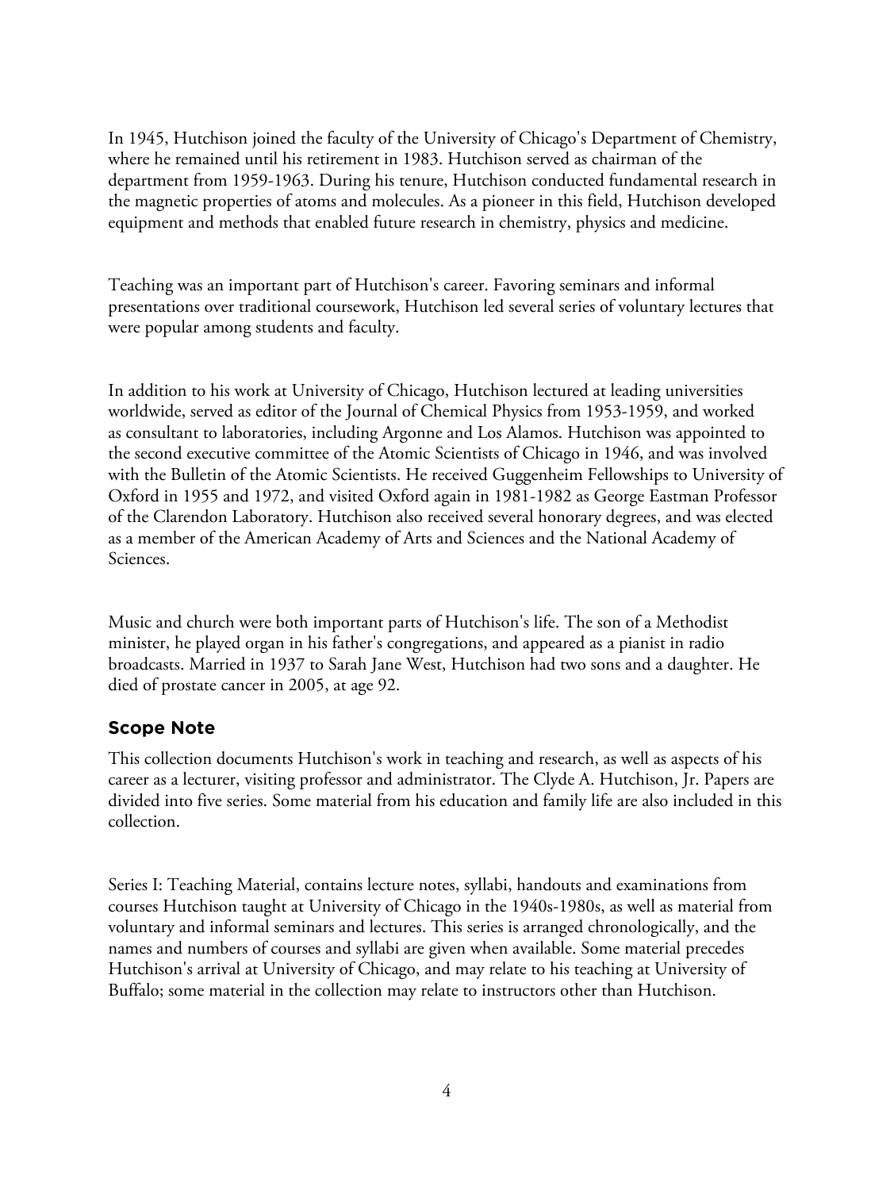In 1945, Hutchison joined the faculty of the University of Chicago's Department of Chemistry, where he remained until his retirement in 1983. Hutchison served as chairman of the department from 1959-1963. During his tenure, Hutchison conducted fundamental research in the magnetic properties of atoms and molecules. As a pioneer in this field, Hutchison developed equipment and methods that enabled future research in chemistry, physics and medicine.

Teaching was an important part of Hutchison's career. Favoring seminars and informal presentations over traditional coursework, Hutchison led several series of voluntary lectures that were popular among students and faculty.

In addition to his work at University of Chicago, Hutchison lectured at leading universities worldwide, served as editor of the Journal of Chemical Physics from 1953-1959, and worked as consultant to laboratories, including Argonne and Los Alamos. Hutchison was appointed to the second executive committee of the Atomic Scientists of Chicago in 1946, and was involved with the Bulletin of the Atomic Scientists. He received Guggenheim Fellowships to University of Oxford in 1955 and 1972, and visited Oxford again in 1981-1982 as George Eastman Professor of the Clarendon Laboratory. Hutchison also received several honorary degrees, and was elected as a member of the American Academy of Arts and Sciences and the National Academy of Sciences.

Music and church were both important parts of Hutchison's life. The son of a Methodist minister, he played organ in his father's congregations, and appeared as a pianist in radio broadcasts. Married in 1937 to Sarah Jane West, Hutchison had two sons and a daughter. He died of prostate cancer in 2005, at age 92.

## Scope Note

This collection documents Hutchison's work in teaching and research, as well as aspects of his career as a lecturer, visiting professor and administrator. The Clyde A. Hutchison, Jr. Papers are divided into five series. Some material from his education and family life are also included in this collection.

Series I: Teaching Material, contains lecture notes, syllabi, handouts and examinations from courses Hutchison taught at University of Chicago in the 1940s-1980s, as well as material from voluntary and informal seminars and lectures. This series is arranged chronologically, and the names and numbers of courses and syllabi are given when available. Some material precedes Hutchison's arrival at University of Chicago, and may relate to his teaching at University of Buffalo; some material in the collection may relate to instructors other than Hutchison.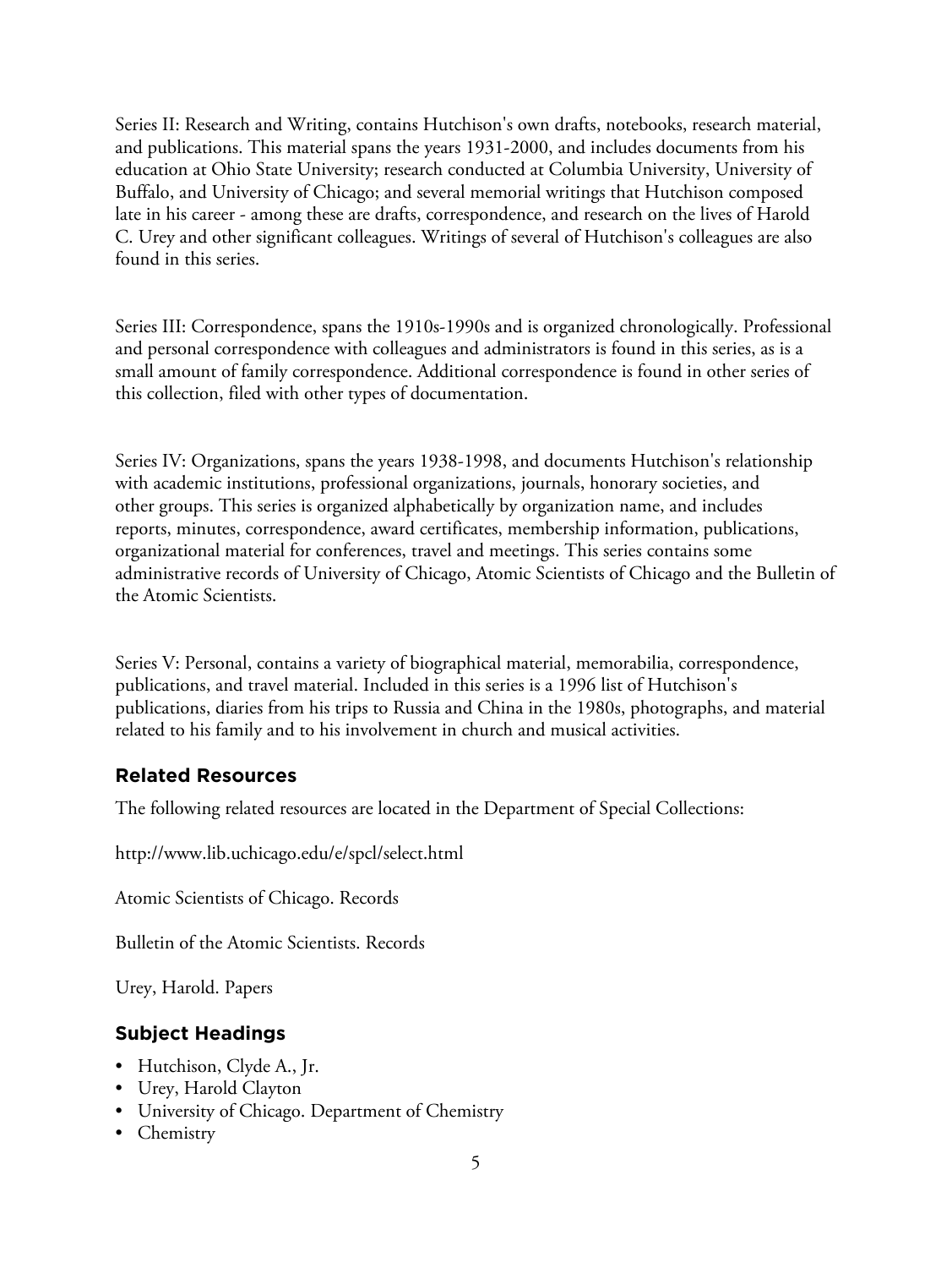Series II: Research and Writing, contains Hutchison's own drafts, notebooks, research material, and publications. This material spans the years 1931-2000, and includes documents from his education at Ohio State University; research conducted at Columbia University, University of Buffalo, and University of Chicago; and several memorial writings that Hutchison composed late in his career - among these are drafts, correspondence, and research on the lives of Harold C. Urey and other significant colleagues. Writings of several of Hutchison's colleagues are also found in this series.

Series III: Correspondence, spans the 1910s-1990s and is organized chronologically. Professional and personal correspondence with colleagues and administrators is found in this series, as is a small amount of family correspondence. Additional correspondence is found in other series of this collection, filed with other types of documentation.

Series IV: Organizations, spans the years 1938-1998, and documents Hutchison's relationship with academic institutions, professional organizations, journals, honorary societies, and other groups. This series is organized alphabetically by organization name, and includes reports, minutes, correspondence, award certificates, membership information, publications, organizational material for conferences, travel and meetings. This series contains some administrative records of University of Chicago, Atomic Scientists of Chicago and the Bulletin of the Atomic Scientists.

Series V: Personal, contains a variety of biographical material, memorabilia, correspondence, publications, and travel material. Included in this series is a 1996 list of Hutchison's publications, diaries from his trips to Russia and China in the 1980s, photographs, and material related to his family and to his involvement in church and musical activities.

## Related Resources

The following related resources are located in the Department of Special Collections:

http://www.lib.uchicago.edu/e/spcl/select.html

Atomic Scientists of Chicago. Records

Bulletin of the Atomic Scientists. Records

Urey, Harold. Papers

## Subject Headings

- Hutchison, Clyde A., Jr.
- Urey, Harold Clayton
- University of Chicago. Department of Chemistry
- Chemistry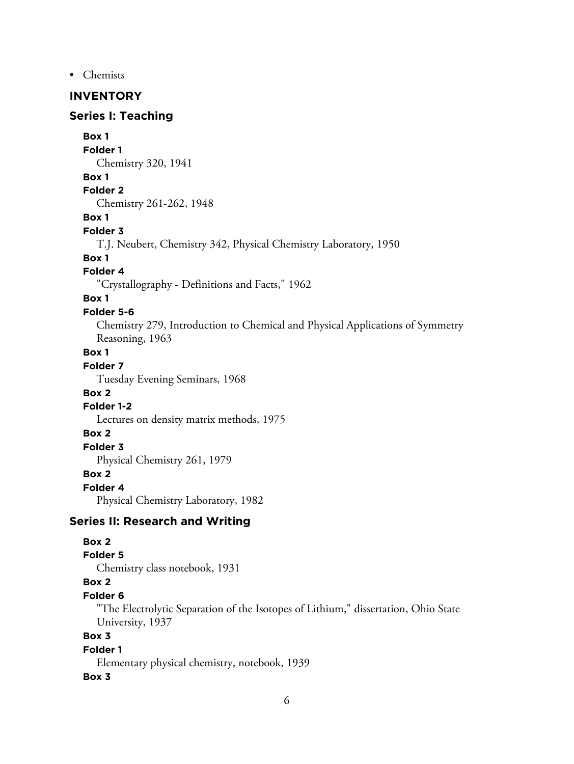- Chemists

## INVENTORY

### Series I: Teaching

**Box 1**
**Folder 1**
Chemistry 320, 1941

**Box 1**
**Folder 2**
Chemistry 261-262, 1948

**Box 1**
**Folder 3**
T.J. Neubert, Chemistry 342, Physical Chemistry Laboratory, 1950

**Box 1**
**Folder 4**
"Crystallography - Definitions and Facts," 1962

**Box 1**
**Folder 5-6**
Chemistry 279, Introduction to Chemical and Physical Applications of Symmetry Reasoning, 1963

**Box 1**
**Folder 7**
Tuesday Evening Seminars, 1968

**Box 2**
**Folder 1-2**
Lectures on density matrix methods, 1975

**Box 2**
**Folder 3**
Physical Chemistry 261, 1979

**Box 2**
**Folder 4**
Physical Chemistry Laboratory, 1982

### Series II: Research and Writing

**Box 2**
**Folder 5**
Chemistry class notebook, 1931

**Box 2**
**Folder 6**
"The Electrolytic Separation of the Isotopes of Lithium," dissertation, Ohio State University, 1937

**Box 3**
**Folder 1**
Elementary physical chemistry, notebook, 1939

**Box 3**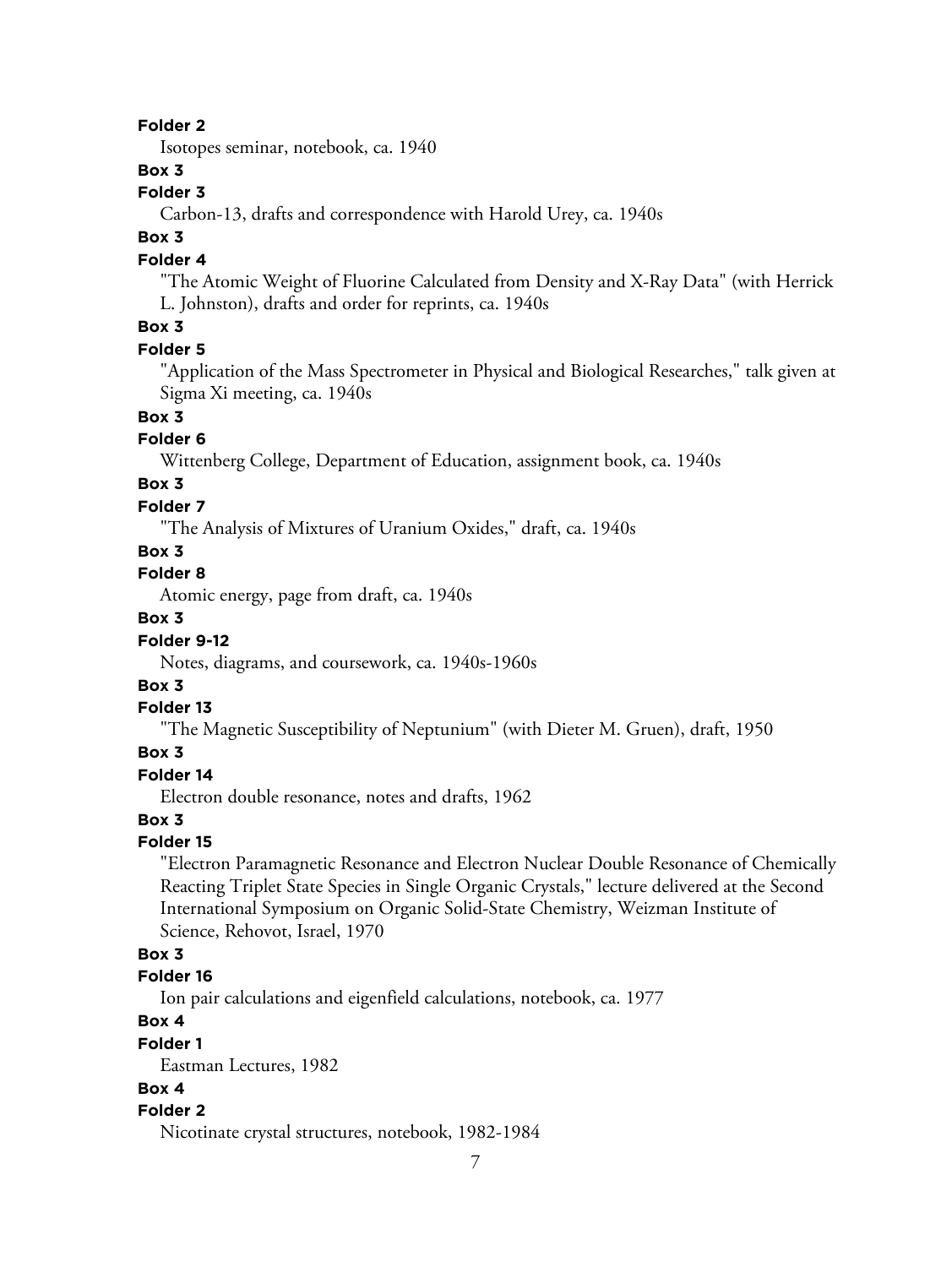**Folder 2**

Isotopes seminar, notebook, ca. 1940

**Box 3**

**Folder 3**

Carbon-13, drafts and correspondence with Harold Urey, ca. 1940s

**Box 3**

**Folder 4**

"The Atomic Weight of Fluorine Calculated from Density and X-Ray Data" (with Herrick L. Johnston), drafts and order for reprints, ca. 1940s

**Box 3**

**Folder 5**

"Application of the Mass Spectrometer in Physical and Biological Researches," talk given at Sigma Xi meeting, ca. 1940s

**Box 3**

**Folder 6**

Wittenberg College, Department of Education, assignment book, ca. 1940s

**Box 3**

**Folder 7**

"The Analysis of Mixtures of Uranium Oxides," draft, ca. 1940s

**Box 3**

**Folder 8**

Atomic energy, page from draft, ca. 1940s

**Box 3**

**Folder 9-12**

Notes, diagrams, and coursework, ca. 1940s-1960s

**Box 3**

**Folder 13**

"The Magnetic Susceptibility of Neptunium" (with Dieter M. Gruen), draft, 1950

**Box 3**

**Folder 14**

Electron double resonance, notes and drafts, 1962

**Box 3**

**Folder 15**

"Electron Paramagnetic Resonance and Electron Nuclear Double Resonance of Chemically Reacting Triplet State Species in Single Organic Crystals," lecture delivered at the Second International Symposium on Organic Solid-State Chemistry, Weizman Institute of Science, Rehovot, Israel, 1970

**Box 3**

**Folder 16**

Ion pair calculations and eigenfield calculations, notebook, ca. 1977

**Box 4**

**Folder 1**

Eastman Lectures, 1982

**Box 4**

**Folder 2**

Nicotinate crystal structures, notebook, 1982-1984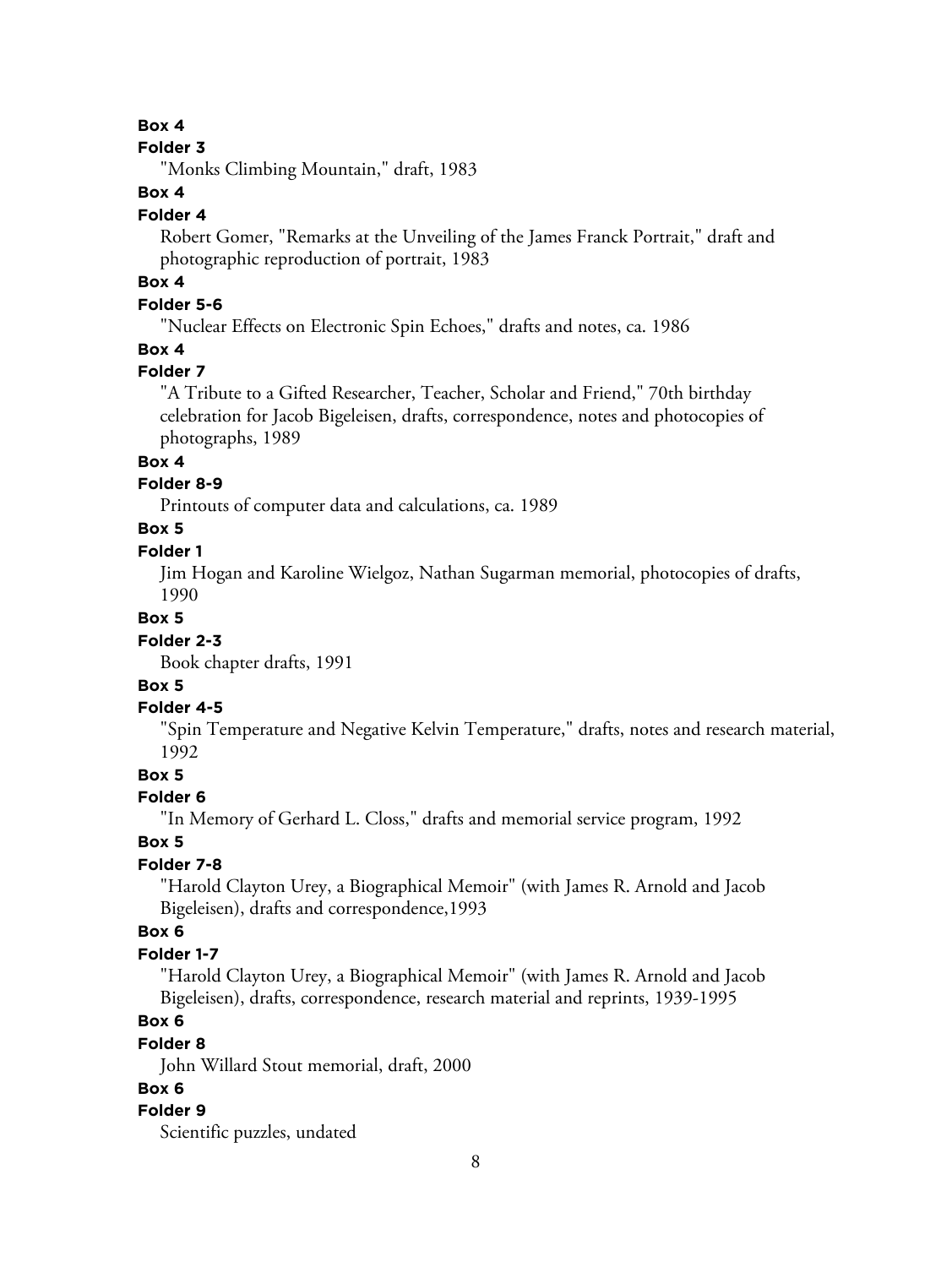**Box 4**

**Folder 3**

"Monks Climbing Mountain," draft, 1983

**Box 4**

**Folder 4**

Robert Gomer, "Remarks at the Unveiling of the James Franck Portrait," draft and photographic reproduction of portrait, 1983

**Box 4**

**Folder 5-6**

"Nuclear Effects on Electronic Spin Echoes," drafts and notes, ca. 1986

**Box 4**

**Folder 7**

"A Tribute to a Gifted Researcher, Teacher, Scholar and Friend," 70th birthday celebration for Jacob Bigeleisen, drafts, correspondence, notes and photocopies of photographs, 1989

**Box 4**

**Folder 8-9**

Printouts of computer data and calculations, ca. 1989

**Box 5**

**Folder 1**

Jim Hogan and Karoline Wielgoz, Nathan Sugarman memorial, photocopies of drafts, 1990

**Box 5**

**Folder 2-3**

Book chapter drafts, 1991

**Box 5**

**Folder 4-5**

"Spin Temperature and Negative Kelvin Temperature," drafts, notes and research material, 1992

**Box 5**

**Folder 6**

"In Memory of Gerhard L. Closs," drafts and memorial service program, 1992

**Box 5**

**Folder 7-8**

"Harold Clayton Urey, a Biographical Memoir" (with James R. Arnold and Jacob Bigeleisen), drafts and correspondence,1993

**Box 6**

**Folder 1-7**

"Harold Clayton Urey, a Biographical Memoir" (with James R. Arnold and Jacob Bigeleisen), drafts, correspondence, research material and reprints, 1939-1995

**Box 6**

**Folder 8**

John Willard Stout memorial, draft, 2000

**Box 6**

**Folder 9**

Scientific puzzles, undated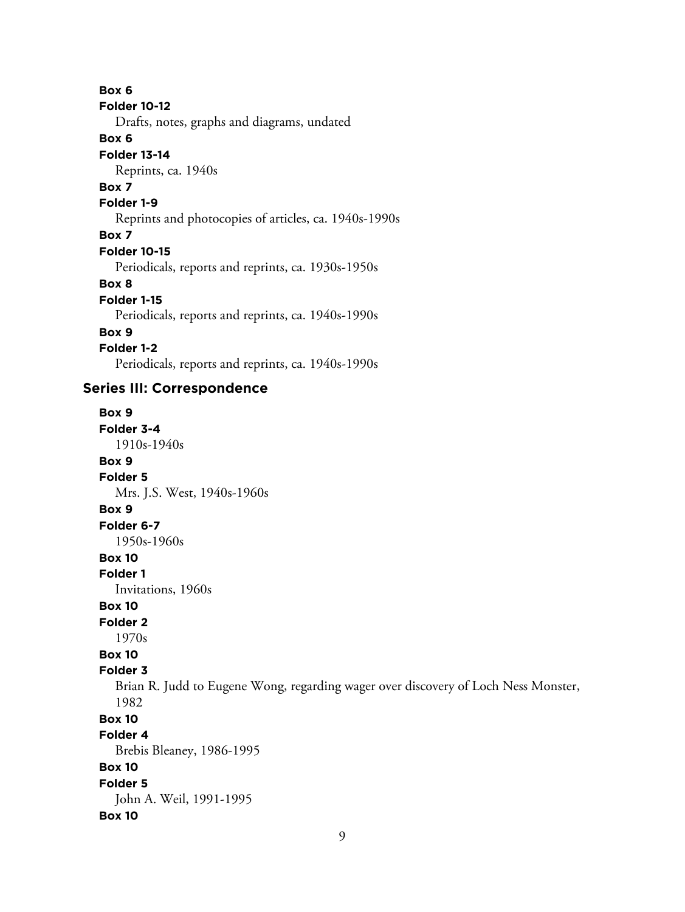**Box 6**
**Folder 10-12**
Drafts, notes, graphs and diagrams, undated

**Box 6**
**Folder 13-14**
Reprints, ca. 1940s

**Box 7**
**Folder 1-9**
Reprints and photocopies of articles, ca. 1940s-1990s

**Box 7**
**Folder 10-15**
Periodicals, reports and reprints, ca. 1930s-1950s

**Box 8**
**Folder 1-15**
Periodicals, reports and reprints, ca. 1940s-1990s

**Box 9**
**Folder 1-2**
Periodicals, reports and reprints, ca. 1940s-1990s

## Series III: Correspondence

**Box 9**
**Folder 3-4**
1910s-1940s

**Box 9**
**Folder 5**
Mrs. J.S. West, 1940s-1960s

**Box 9**
**Folder 6-7**
1950s-1960s

**Box 10**
**Folder 1**
Invitations, 1960s

**Box 10**
**Folder 2**
1970s

**Box 10**
**Folder 3**
Brian R. Judd to Eugene Wong, regarding wager over discovery of Loch Ness Monster, 1982

**Box 10**
**Folder 4**
Brebis Bleaney, 1986-1995

**Box 10**
**Folder 5**
John A. Weil, 1991-1995

**Box 10**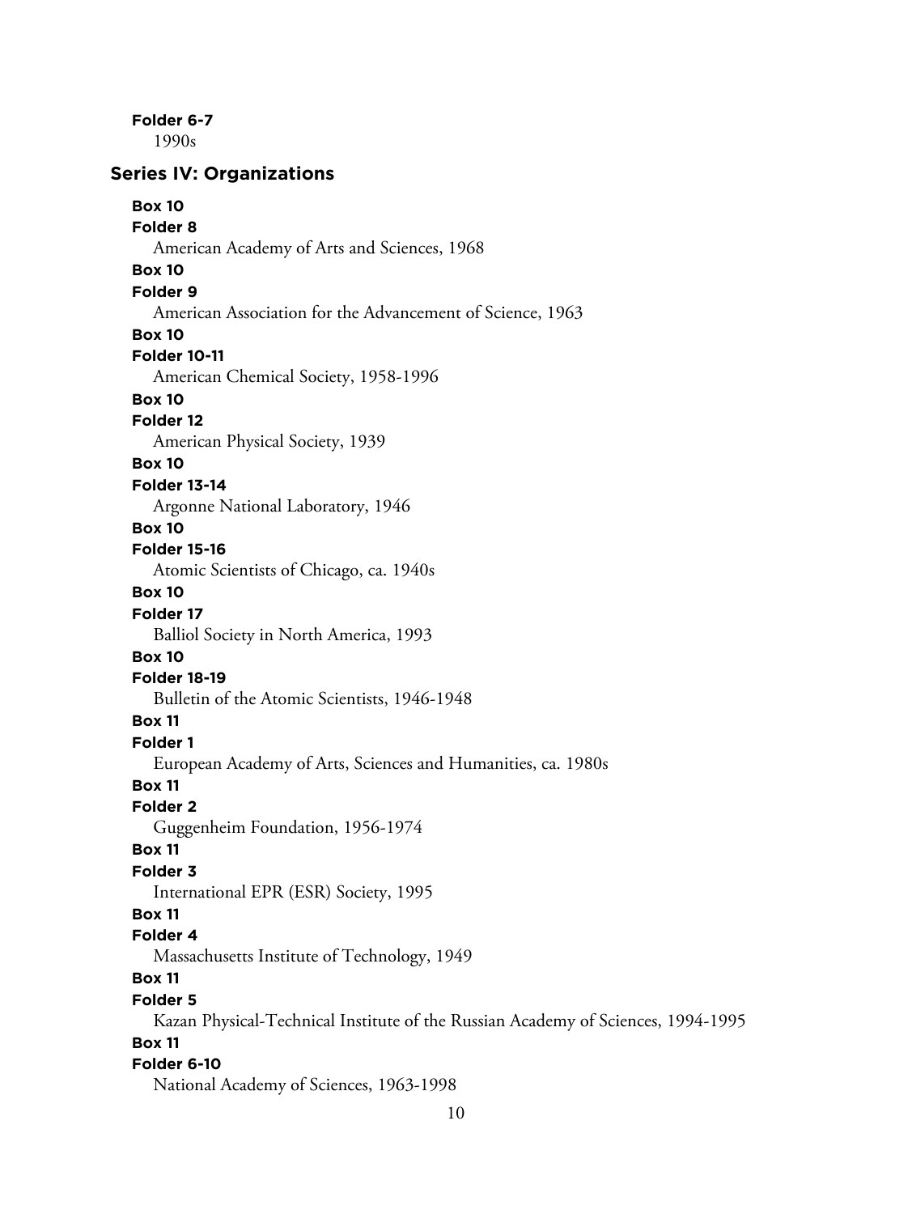**Folder 6-7**
1990s

## Series IV: Organizations

**Box 10**
**Folder 8**
American Academy of Arts and Sciences, 1968

**Box 10**
**Folder 9**
American Association for the Advancement of Science, 1963

**Box 10**
**Folder 10-11**
American Chemical Society, 1958-1996

**Box 10**
**Folder 12**
American Physical Society, 1939

**Box 10**
**Folder 13-14**
Argonne National Laboratory, 1946

**Box 10**
**Folder 15-16**
Atomic Scientists of Chicago, ca. 1940s

**Box 10**
**Folder 17**
Balliol Society in North America, 1993

**Box 10**
**Folder 18-19**
Bulletin of the Atomic Scientists, 1946-1948

**Box 11**
**Folder 1**
European Academy of Arts, Sciences and Humanities, ca. 1980s

**Box 11**
**Folder 2**
Guggenheim Foundation, 1956-1974

**Box 11**
**Folder 3**
International EPR (ESR) Society, 1995

**Box 11**
**Folder 4**
Massachusetts Institute of Technology, 1949

**Box 11**
**Folder 5**
Kazan Physical-Technical Institute of the Russian Academy of Sciences, 1994-1995

**Box 11**
**Folder 6-10**
National Academy of Sciences, 1963-1998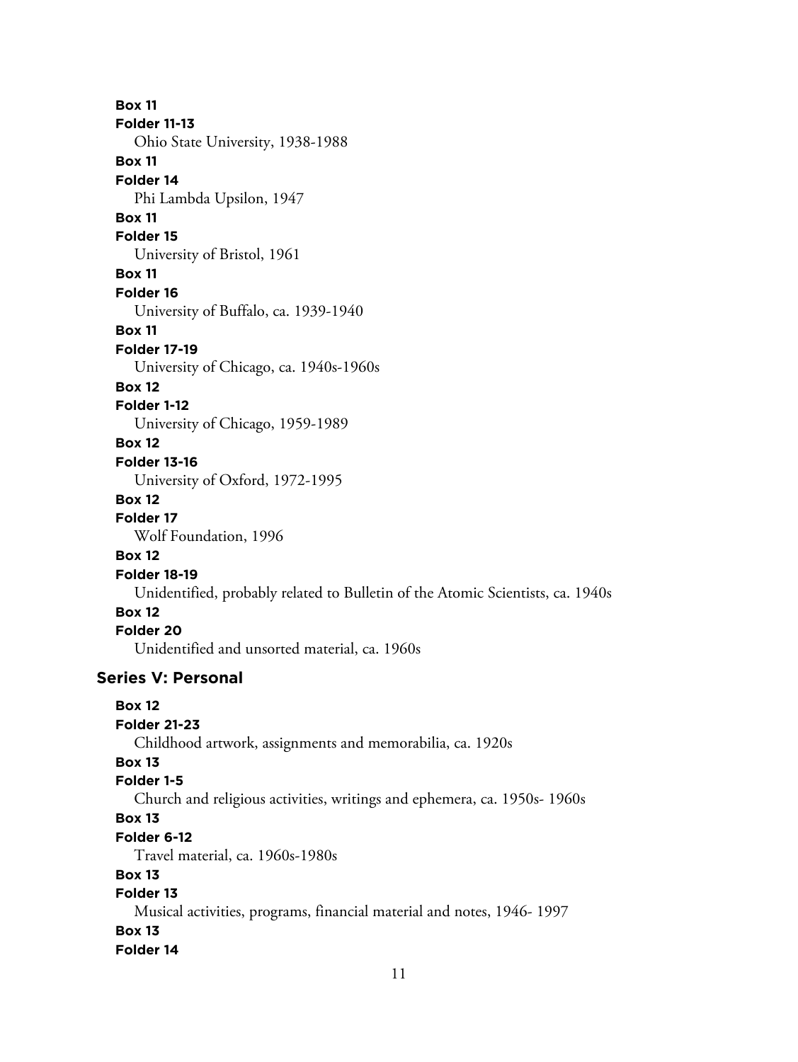**Box 11**
**Folder 11-13**
Ohio State University, 1938-1988
**Box 11**
**Folder 14**
Phi Lambda Upsilon, 1947
**Box 11**
**Folder 15**
University of Bristol, 1961
**Box 11**
**Folder 16**
University of Buffalo, ca. 1939-1940
**Box 11**
**Folder 17-19**
University of Chicago, ca. 1940s-1960s
**Box 12**
**Folder 1-12**
University of Chicago, 1959-1989
**Box 12**
**Folder 13-16**
University of Oxford, 1972-1995
**Box 12**
**Folder 17**
Wolf Foundation, 1996
**Box 12**
**Folder 18-19**
Unidentified, probably related to Bulletin of the Atomic Scientists, ca. 1940s
**Box 12**
**Folder 20**
Unidentified and unsorted material, ca. 1960s

### Series V: Personal

**Box 12**
**Folder 21-23**
Childhood artwork, assignments and memorabilia, ca. 1920s
**Box 13**
**Folder 1-5**
Church and religious activities, writings and ephemera, ca. 1950s- 1960s
**Box 13**
**Folder 6-12**
Travel material, ca. 1960s-1980s
**Box 13**
**Folder 13**
Musical activities, programs, financial material and notes, 1946- 1997
**Box 13**
**Folder 14**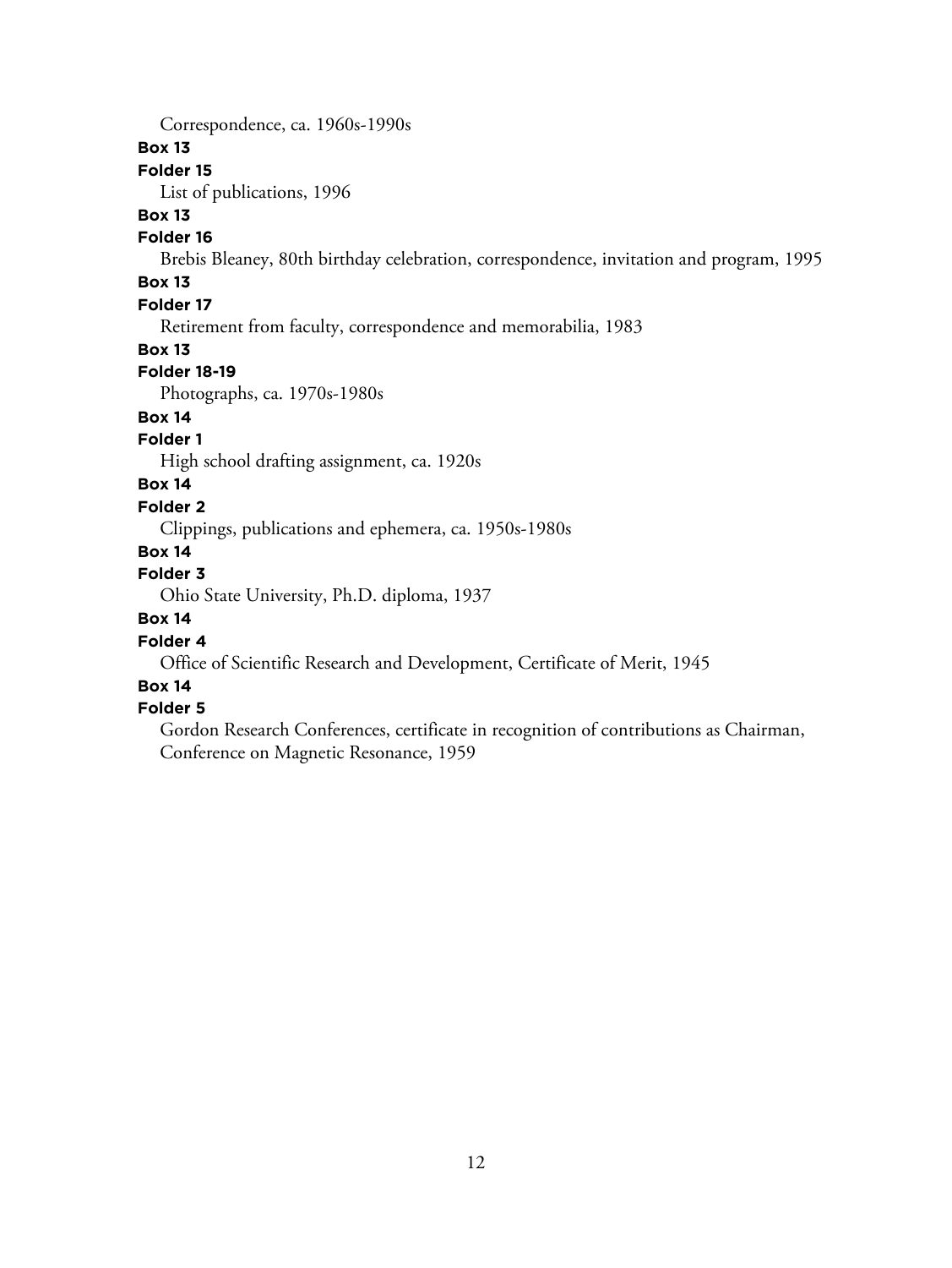Correspondence, ca. 1960s-1990s

**Box 13**

**Folder 15**

List of publications, 1996

**Box 13**

**Folder 16**

Brebis Bleaney, 80th birthday celebration, correspondence, invitation and program, 1995

**Box 13**

**Folder 17**

Retirement from faculty, correspondence and memorabilia, 1983

**Box 13**

**Folder 18-19**

Photographs, ca. 1970s-1980s

**Box 14**

**Folder 1**

High school drafting assignment, ca. 1920s

**Box 14**

**Folder 2**

Clippings, publications and ephemera, ca. 1950s-1980s

**Box 14**

**Folder 3**

Ohio State University, Ph.D. diploma, 1937

**Box 14**

**Folder 4**

Office of Scientific Research and Development, Certificate of Merit, 1945

**Box 14**

**Folder 5**

Gordon Research Conferences, certificate in recognition of contributions as Chairman, Conference on Magnetic Resonance, 1959